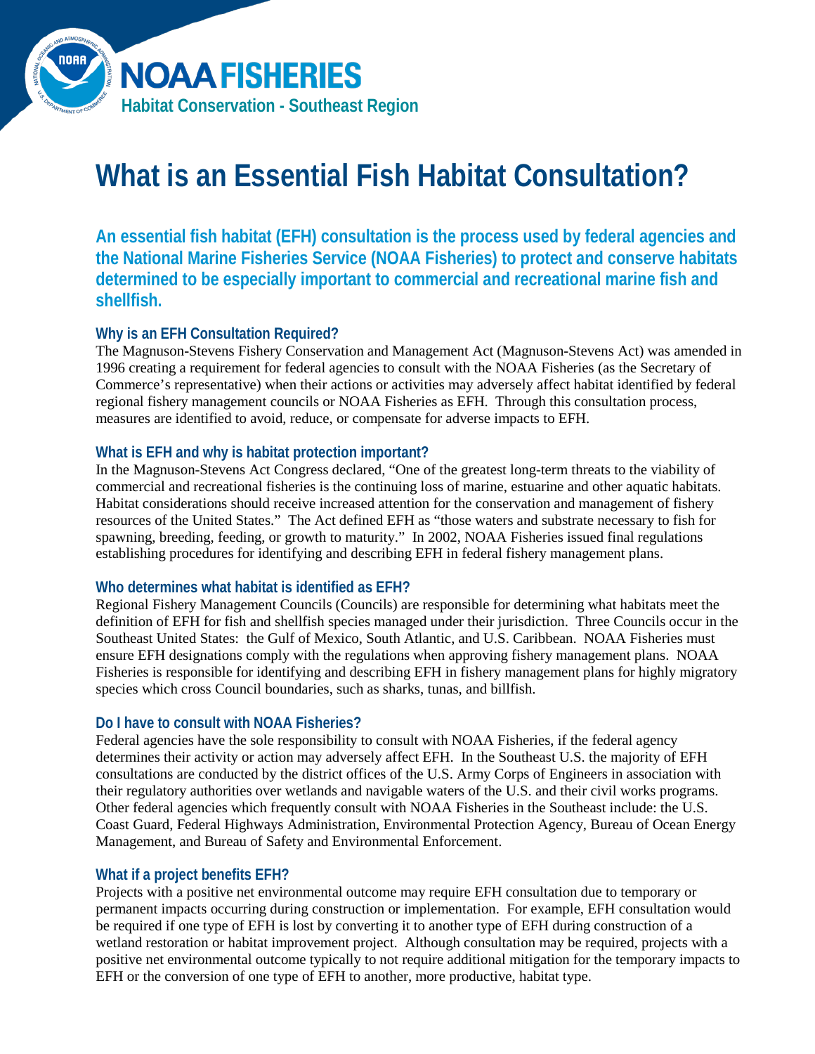# What is an Essential Fish Habitat Consultation?

**An essential fish habitat (EFH) consultation is the process used by federal agencies and the National Marine Fisheries Service (NOAA Fisheries) to protect and conserve habitats determined to be especially important to commercial and recreational marine fish and shellfish.**

### Why is an EFH Consultation Required?

The Magnuson-Stevens Fishery Conservation and Management Act (Magnuson-Stevens Act) was amended in 1996 creating a requirement for federal agencies to consult with the NOAA Fisheries (as the Secretary of Commerce's representative) when their actions or activities may adversely affect habitat identified by federal regional fishery management councils or NOAA Fisheries as EFH. Through this consultation process, measures are identified to avoid, reduce, or compensate for adverse impacts to EFH.

### What is EFH and why is habitat protection important?

In the Magnuson-Stevens Act Congress declared, "One of the greatest long-term threats to the viability of commercial and recreational fisheries is the continuing loss of marine, estuarine and other aquatic habitats. Habitat considerations should receive increased attention for the conservation and management of fishery resources of the United States." The Act defined EFH as "those waters and substrate necessary to fish for spawning, breeding, feeding, or growth to maturity." In 2002, NOAA Fisheries issued final regulations establishing procedures for identifying and describing EFH in federal fishery management plans.

### Who determines what habitat is identified as EFH?

Regional Fishery Management Councils (Councils) are responsible for determining what habitats meet the definition of EFH for fish and shellfish species managed under their jurisdiction. Three Councils occur in the Southeast United States: the Gulf of Mexico, South Atlantic, and U.S. Caribbean. NOAA Fisheries must ensure EFH designations comply with the regulations when approving fishery management plans. NOAA Fisheries is responsible for identifying and describing EFH in fishery management plans for highly migratory species which cross Council boundaries, such as sharks, tunas, and billfish.

### Do I have to consult with NOAA Fisheries?

Federal agencies have the sole responsibility to consult with NOAA Fisheries, if the federal agency determines their activity or action may adversely affect EFH. In the Southeast U.S. the majority of EFH consultations are conducted by the district offices of the U.S. Army Corps of Engineers in association with their regulatory authorities over wetlands and navigable waters of the U.S. and their civil works programs. Other federal agencies which frequently consult with NOAA Fisheries in the Southeast include: the U.S. Coast Guard, Federal Highways Administration, Environmental Protection Agency, Bureau of Ocean Energy Management, and Bureau of Safety and Environmental Enforcement.

### What if a project benefits EFH?

Projects with a positive net environmental outcome may require EFH consultation due to temporary or permanent impacts occurring during construction or implementation. For example, EFH consultation would be required if one type of EFH is lost by converting it to another type of EFH during construction of a wetland restoration or habitat improvement project. Although consultation may be required, projects with a positive net environmental outcome typically to not require additional mitigation for the temporary impacts to EFH or the conversion of one type of EFH to another, more productive, habitat type.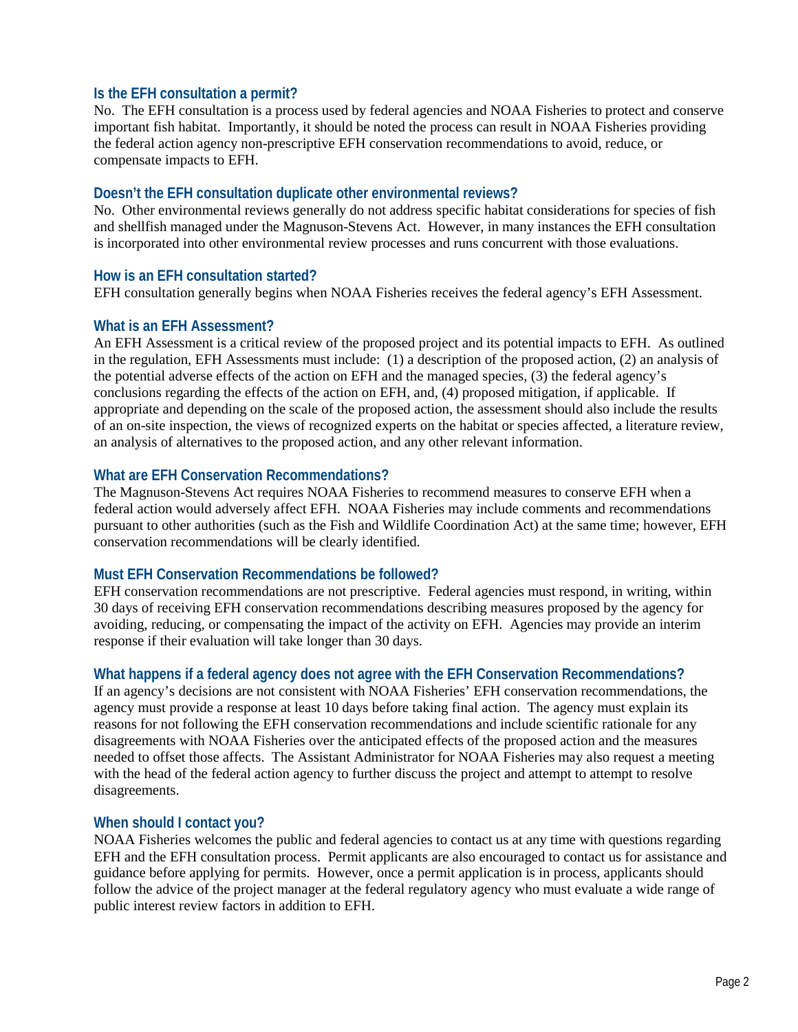### Is the EFH consultation a permit?

No. The EFH consultation is a process used by federal agencies and NOAA Fisheries to protect and conserve important fish habitat. Importantly, it should be noted the process can result in NOAA Fisheries providing the federal action agency non-prescriptive EFH conservation recommendations to avoid, reduce, or compensate impacts to EFH.

### Doesn't the EFH consultation duplicate other environmental reviews?

No. Other environmental reviews generally do not address specific habitat considerations for species of fish and shellfish managed under the Magnuson-Stevens Act. However, in many instances the EFH consultation is incorporated into other environmental review processes and runs concurrent with those evaluations.

### How is an EFH consultation started?

EFH consultation generally begins when NOAA Fisheries receives the federal agency's EFH Assessment.

### What is an EFH Assessment?

An EFH Assessment is a critical review of the proposed project and its potential impacts to EFH. As outlined in the regulation, EFH Assessments must include: (1) a description of the proposed action, (2) an analysis of the potential adverse effects of the action on EFH and the managed species, (3) the federal agency's conclusions regarding the effects of the action on EFH, and, (4) proposed mitigation, if applicable. If appropriate and depending on the scale of the proposed action, the assessment should also include the results of an on-site inspection, the views of recognized experts on the habitat or species affected, a literature review, an analysis of alternatives to the proposed action, and any other relevant information.

### What are EFH Conservation Recommendations?

The Magnuson-Stevens Act requires NOAA Fisheries to recommend measures to conserve EFH when a federal action would adversely affect EFH. NOAA Fisheries may include comments and recommendations pursuant to other authorities (such as the Fish and Wildlife Coordination Act) at the same time; however, EFH conservation recommendations will be clearly identified.

### Must EFH Conservation Recommendations be followed?

EFH conservation recommendations are not prescriptive. Federal agencies must respond, in writing, within 30 days of receiving EFH conservation recommendations describing measures proposed by the agency for avoiding, reducing, or compensating the impact of the activity on EFH. Agencies may provide an interim response if their evaluation will take longer than 30 days.

### What happens if a federal agency does not agree with the EFH Conservation Recommendations?

If an agency's decisions are not consistent with NOAA Fisheries' EFH conservation recommendations, the agency must provide a response at least 10 days before taking final action. The agency must explain its reasons for not following the EFH conservation recommendations and include scientific rationale for any disagreements with NOAA Fisheries over the anticipated effects of the proposed action and the measures needed to offset those affects. The Assistant Administrator for NOAA Fisheries may also request a meeting with the head of the federal action agency to further discuss the project and attempt to attempt to resolve disagreements.

### When should I contact you?

NOAA Fisheries welcomes the public and federal agencies to contact us at any time with questions regarding EFH and the EFH consultation process. Permit applicants are also encouraged to contact us for assistance and guidance before applying for permits. However, once a permit application is in process, applicants should follow the advice of the project manager at the federal regulatory agency who must evaluate a wide range of public interest review factors in addition to EFH.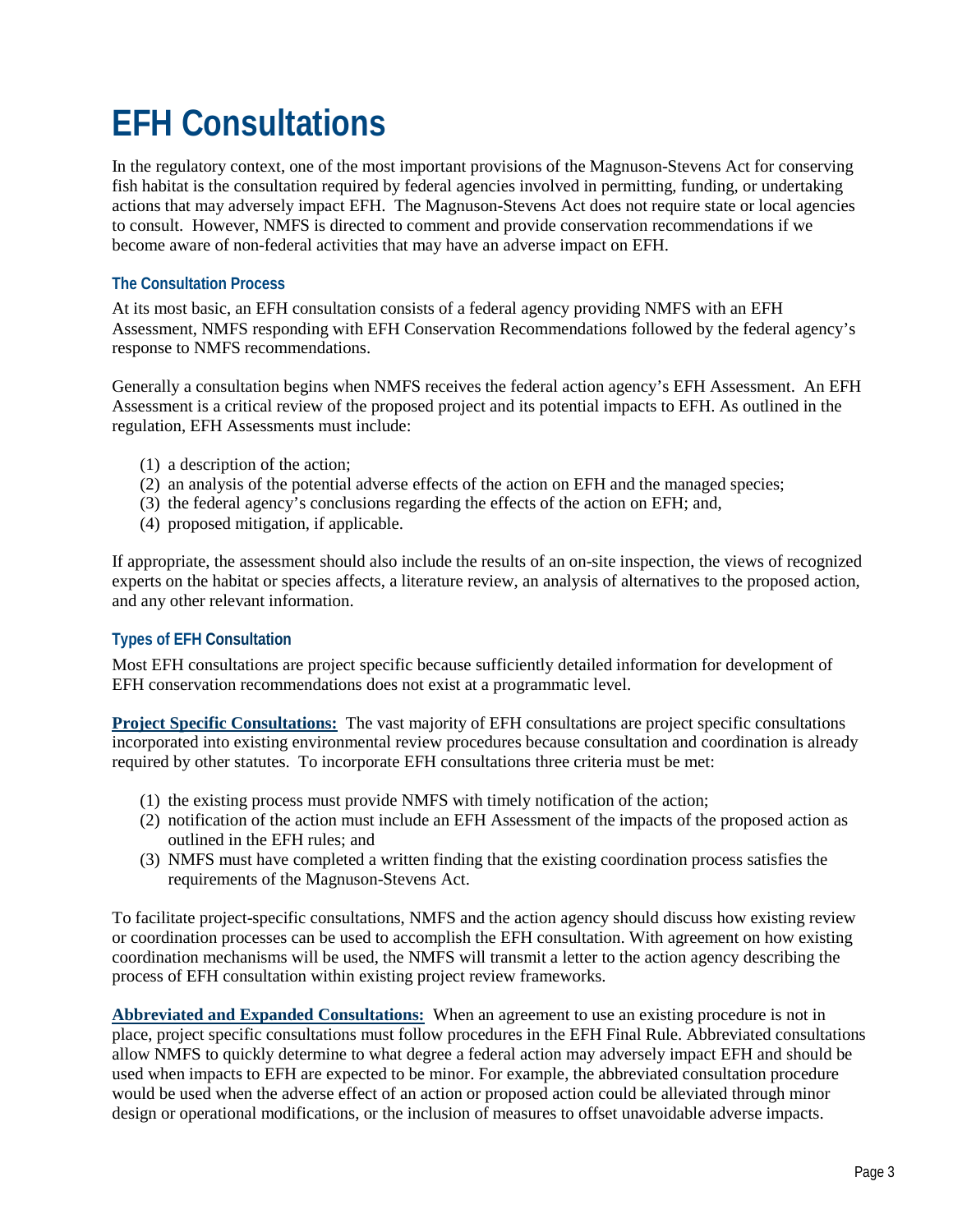# EFH Consultations

In the regulatory context, one of the most important provisions of the Magnuson-Stevens Act for conserving fish habitat is the consultation required by federal agencies involved in permitting, funding, or undertaking actions that may adversely impact EFH. The Magnuson-Stevens Act does not require state or local agencies to consult. However, NMFS is directed to comment and provide conservation recommendations if we become aware of non-federal activities that may have an adverse impact on EFH.

### The Consultation Process

At its most basic, an EFH consultation consists of a federal agency providing NMFS with an EFH Assessment, NMFS responding with EFH Conservation Recommendations followed by the federal agency's response to NMFS recommendations.

Generally a consultation begins when NMFS receives the federal action agency's EFH Assessment. An EFH Assessment is a critical review of the proposed project and its potential impacts to EFH. As outlined in the regulation, EFH Assessments must include:

(1) a description of the action;
(2) an analysis of the potential adverse effects of the action on EFH and the managed species;
(3) the federal agency's conclusions regarding the effects of the action on EFH; and,
(4) proposed mitigation, if applicable.

If appropriate, the assessment should also include the results of an on-site inspection, the views of recognized experts on the habitat or species affects, a literature review, an analysis of alternatives to the proposed action, and any other relevant information.

### Types of EFH Consultation

Most EFH consultations are project specific because sufficiently detailed information for development of EFH conservation recommendations does not exist at a programmatic level.

**Project Specific Consultations:** The vast majority of EFH consultations are project specific consultations incorporated into existing environmental review procedures because consultation and coordination is already required by other statutes. To incorporate EFH consultations three criteria must be met:

(1) the existing process must provide NMFS with timely notification of the action;
(2) notification of the action must include an EFH Assessment of the impacts of the proposed action as outlined in the EFH rules; and
(3) NMFS must have completed a written finding that the existing coordination process satisfies the requirements of the Magnuson-Stevens Act.

To facilitate project-specific consultations, NMFS and the action agency should discuss how existing review or coordination processes can be used to accomplish the EFH consultation. With agreement on how existing coordination mechanisms will be used, the NMFS will transmit a letter to the action agency describing the process of EFH consultation within existing project review frameworks.

**Abbreviated and Expanded Consultations:** When an agreement to use an existing procedure is not in place, project specific consultations must follow procedures in the EFH Final Rule. Abbreviated consultations allow NMFS to quickly determine to what degree a federal action may adversely impact EFH and should be used when impacts to EFH are expected to be minor. For example, the abbreviated consultation procedure would be used when the adverse effect of an action or proposed action could be alleviated through minor design or operational modifications, or the inclusion of measures to offset unavoidable adverse impacts.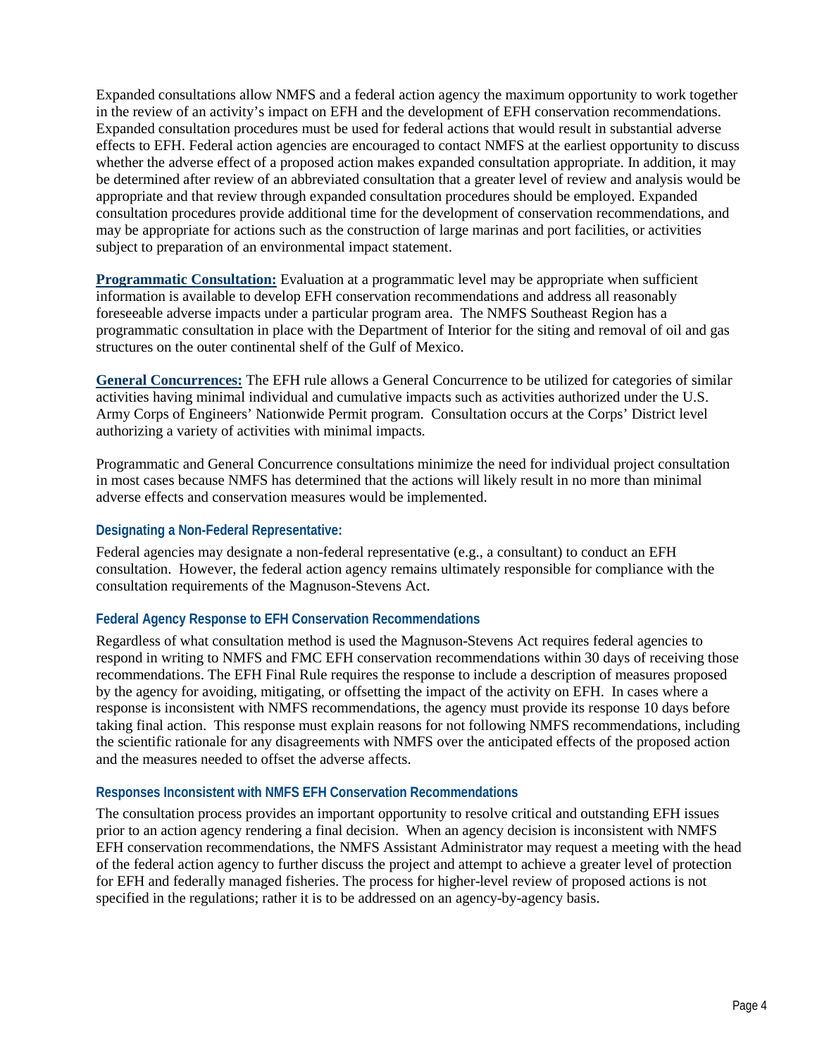Expanded consultations allow NMFS and a federal action agency the maximum opportunity to work together in the review of an activity's impact on EFH and the development of EFH conservation recommendations. Expanded consultation procedures must be used for federal actions that would result in substantial adverse effects to EFH. Federal action agencies are encouraged to contact NMFS at the earliest opportunity to discuss whether the adverse effect of a proposed action makes expanded consultation appropriate. In addition, it may be determined after review of an abbreviated consultation that a greater level of review and analysis would be appropriate and that review through expanded consultation procedures should be employed. Expanded consultation procedures provide additional time for the development of conservation recommendations, and may be appropriate for actions such as the construction of large marinas and port facilities, or activities subject to preparation of an environmental impact statement.

**Programmatic Consultation:** Evaluation at a programmatic level may be appropriate when sufficient information is available to develop EFH conservation recommendations and address all reasonably foreseeable adverse impacts under a particular program area. The NMFS Southeast Region has a programmatic consultation in place with the Department of Interior for the siting and removal of oil and gas structures on the outer continental shelf of the Gulf of Mexico.

**General Concurrences:** The EFH rule allows a General Concurrence to be utilized for categories of similar activities having minimal individual and cumulative impacts such as activities authorized under the U.S. Army Corps of Engineers' Nationwide Permit program. Consultation occurs at the Corps' District level authorizing a variety of activities with minimal impacts.

Programmatic and General Concurrence consultations minimize the need for individual project consultation in most cases because NMFS has determined that the actions will likely result in no more than minimal adverse effects and conservation measures would be implemented.

### Designating a Non-Federal Representative:

Federal agencies may designate a non-federal representative (e.g., a consultant) to conduct an EFH consultation. However, the federal action agency remains ultimately responsible for compliance with the consultation requirements of the Magnuson-Stevens Act.

### Federal Agency Response to EFH Conservation Recommendations

Regardless of what consultation method is used the Magnuson-Stevens Act requires federal agencies to respond in writing to NMFS and FMC EFH conservation recommendations within 30 days of receiving those recommendations. The EFH Final Rule requires the response to include a description of measures proposed by the agency for avoiding, mitigating, or offsetting the impact of the activity on EFH. In cases where a response is inconsistent with NMFS recommendations, the agency must provide its response 10 days before taking final action. This response must explain reasons for not following NMFS recommendations, including the scientific rationale for any disagreements with NMFS over the anticipated effects of the proposed action and the measures needed to offset the adverse affects.

### Responses Inconsistent with NMFS EFH Conservation Recommendations

The consultation process provides an important opportunity to resolve critical and outstanding EFH issues prior to an action agency rendering a final decision. When an agency decision is inconsistent with NMFS EFH conservation recommendations, the NMFS Assistant Administrator may request a meeting with the head of the federal action agency to further discuss the project and attempt to achieve a greater level of protection for EFH and federally managed fisheries. The process for higher-level review of proposed actions is not specified in the regulations; rather it is to be addressed on an agency-by-agency basis.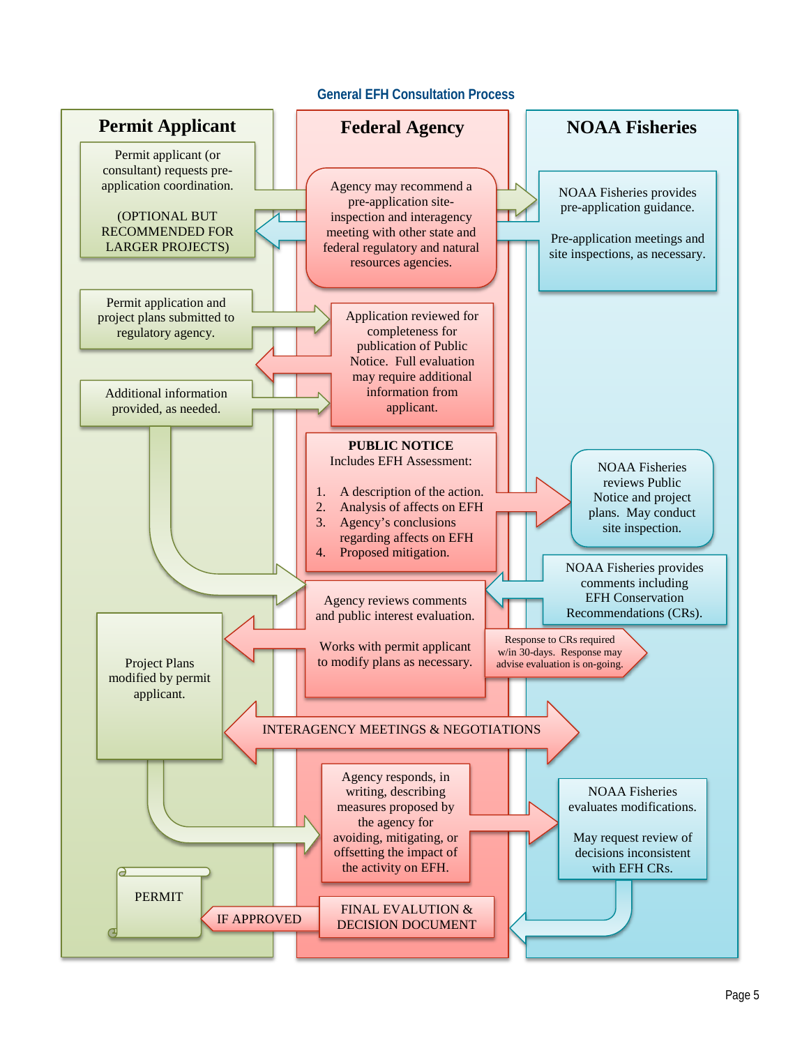# General EFH Consultation Process

## Permit Applicant

Permit applicant (or consultant) requests pre-application coordination.

(OPTIONAL BUT RECOMMENDED FOR LARGER PROJECTS)

Permit application and project plans submitted to regulatory agency.

Additional information provided, as needed.

Project Plans modified by permit applicant.

PERMIT

## Federal Agency

Agency may recommend a pre-application site-inspection and interagency meeting with other state and federal regulatory and natural resources agencies.

Application reviewed for completeness for publication of Public Notice. Full evaluation may require additional information from applicant.

**PUBLIC NOTICE**
Includes EFH Assessment:

1. A description of the action.
2. Analysis of affects on EFH
3. Agency's conclusions regarding affects on EFH
4. Proposed mitigation.

Agency reviews comments and public interest evaluation.

Works with permit applicant to modify plans as necessary.

Response to CRs required w/in 30-days. Response may advise evaluation is on-going.

INTERAGENCY MEETINGS & NEGOTIATIONS

Agency responds, in writing, describing measures proposed by the agency for avoiding, mitigating, or offsetting the impact of the activity on EFH.

FINAL EVALUTION & DECISION DOCUMENT

IF APPROVED

## NOAA Fisheries

NOAA Fisheries provides pre-application guidance.

Pre-application meetings and site inspections, as necessary.

NOAA Fisheries reviews Public Notice and project plans. May conduct site inspection.

NOAA Fisheries provides comments including EFH Conservation Recommendations (CRs).

NOAA Fisheries evaluates modifications.

May request review of decisions inconsistent with EFH CRs.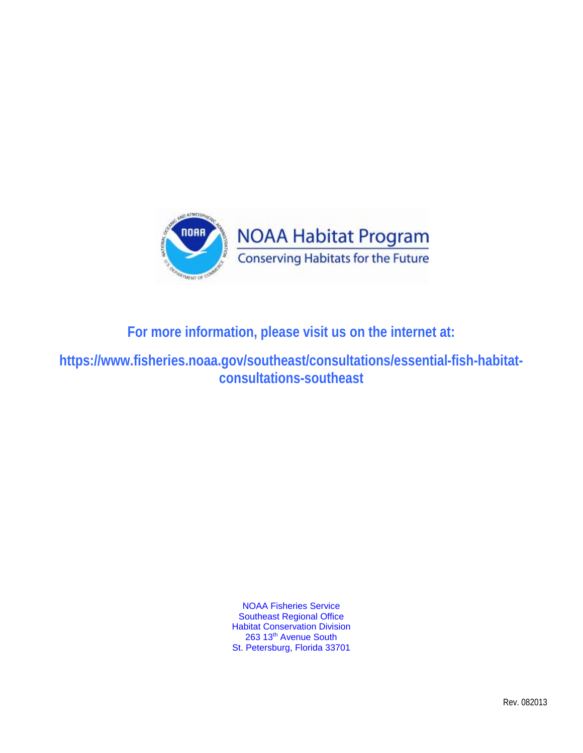NOAA Habitat Program

Conserving Habitats for the Future

**For more information, please visit us on the internet at:**

**https://www.fisheries.noaa.gov/southeast/consultations/essential-fish-habitat-consultations-southeast**

NOAA Fisheries Service
Southeast Regional Office
Habitat Conservation Division
263 13th Avenue South
St. Petersburg, Florida 33701

Rev. 082013